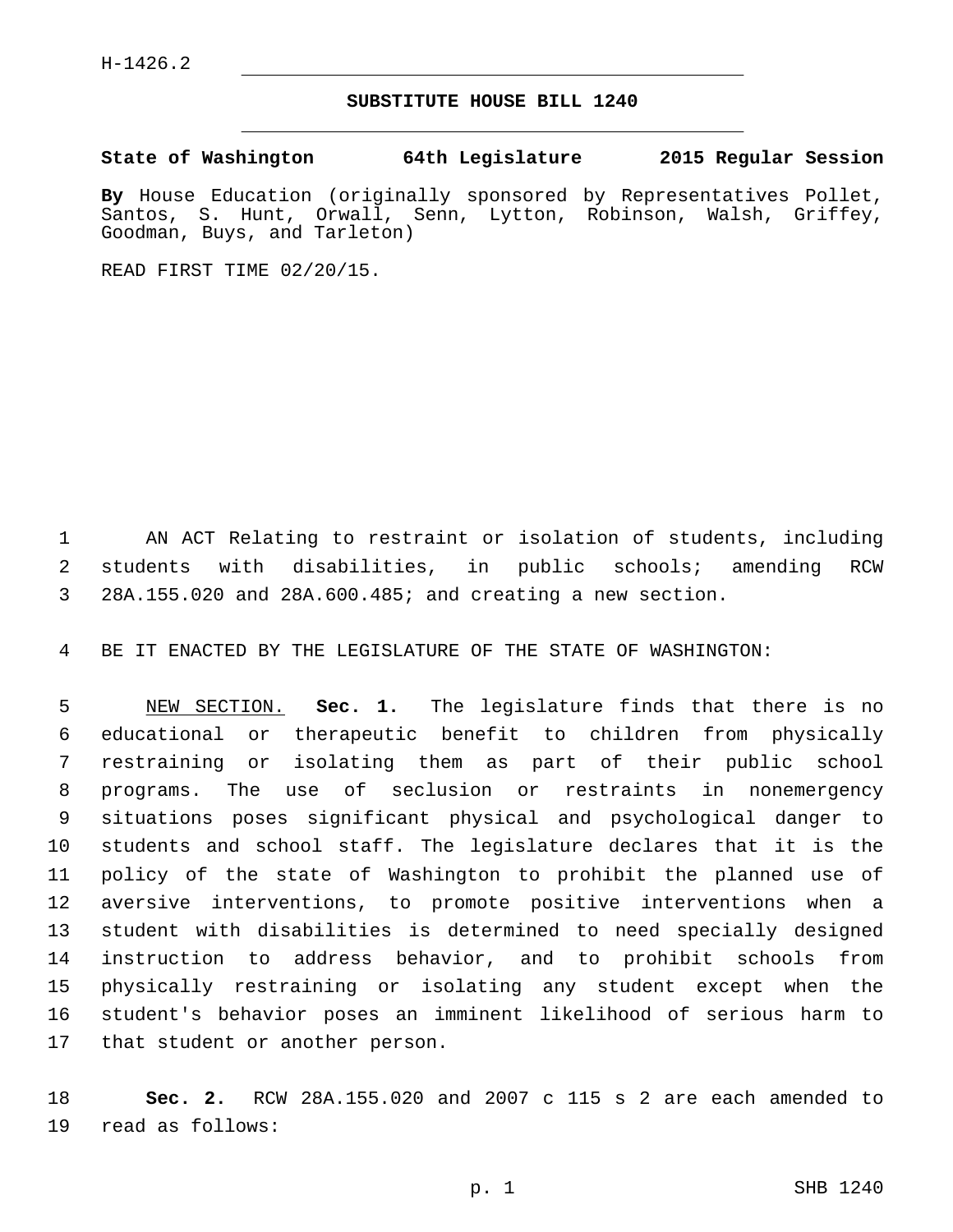H-1426.2

# SUBSTITUTE HOUSE BILL 1240

**State of Washington 64th Legislature 2015 Regular Session**

**By** House Education (originally sponsored by Representatives Pollet, Santos, S. Hunt, Orwall, Senn, Lytton, Robinson, Walsh, Griffey, Goodman, Buys, and Tarleton)

READ FIRST TIME 02/20/15.

AN ACT Relating to restraint or isolation of students, including students with disabilities, in public schools; amending RCW 28A.155.020 and 28A.600.485; and creating a new section.

BE IT ENACTED BY THE LEGISLATURE OF THE STATE OF WASHINGTON:

NEW SECTION. **Sec. 1.** The legislature finds that there is no educational or therapeutic benefit to children from physically restraining or isolating them as part of their public school programs. The use of seclusion or restraints in nonemergency situations poses significant physical and psychological danger to students and school staff. The legislature declares that it is the policy of the state of Washington to prohibit the planned use of aversive interventions, to promote positive interventions when a student with disabilities is determined to need specially designed instruction to address behavior, and to prohibit schools from physically restraining or isolating any student except when the student's behavior poses an imminent likelihood of serious harm to that student or another person.

**Sec. 2.** RCW 28A.155.020 and 2007 c 115 s 2 are each amended to read as follows: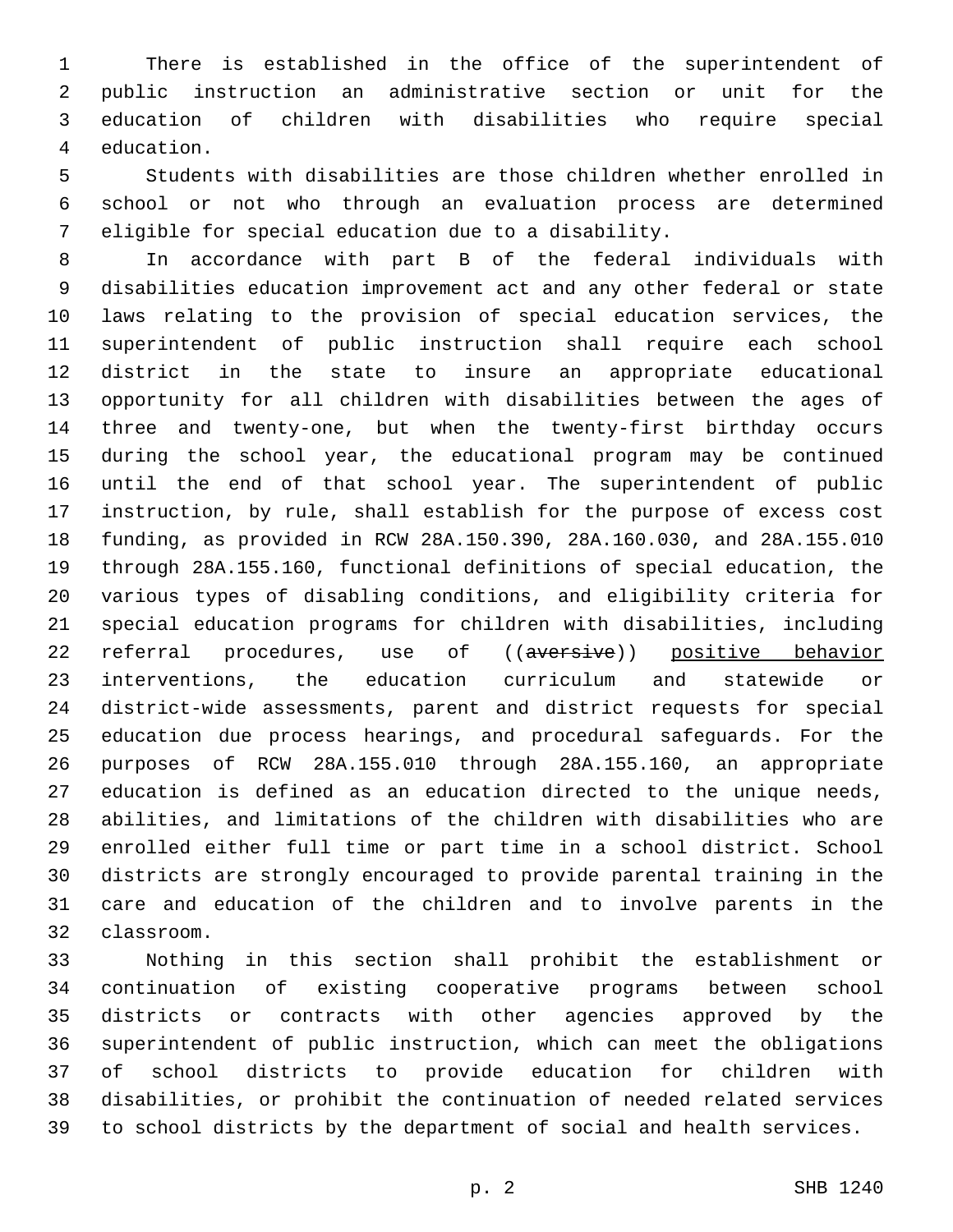There is established in the office of the superintendent of public instruction an administrative section or unit for the education of children with disabilities who require special education.

Students with disabilities are those children whether enrolled in school or not who through an evaluation process are determined eligible for special education due to a disability.

In accordance with part B of the federal individuals with disabilities education improvement act and any other federal or state laws relating to the provision of special education services, the superintendent of public instruction shall require each school district in the state to insure an appropriate educational opportunity for all children with disabilities between the ages of three and twenty-one, but when the twenty-first birthday occurs during the school year, the educational program may be continued until the end of that school year. The superintendent of public instruction, by rule, shall establish for the purpose of excess cost funding, as provided in RCW 28A.150.390, 28A.160.030, and 28A.155.010 through 28A.155.160, functional definitions of special education, the various types of disabling conditions, and eligibility criteria for special education programs for children with disabilities, including referral procedures, use of ((~~aversive~~)) <u>positive behavior</u> interventions, the education curriculum and statewide or district-wide assessments, parent and district requests for special education due process hearings, and procedural safeguards. For the purposes of RCW 28A.155.010 through 28A.155.160, an appropriate education is defined as an education directed to the unique needs, abilities, and limitations of the children with disabilities who are enrolled either full time or part time in a school district. School districts are strongly encouraged to provide parental training in the care and education of the children and to involve parents in the classroom.

Nothing in this section shall prohibit the establishment or continuation of existing cooperative programs between school districts or contracts with other agencies approved by the superintendent of public instruction, which can meet the obligations of school districts to provide education for children with disabilities, or prohibit the continuation of needed related services to school districts by the department of social and health services.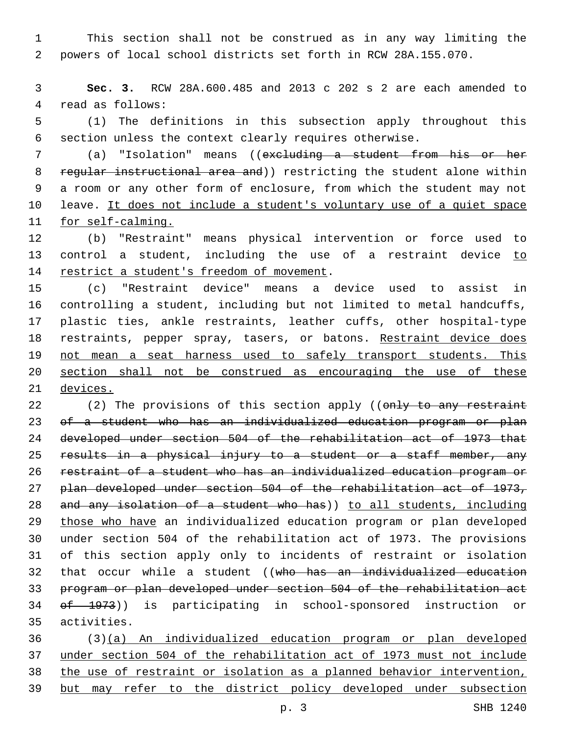This section shall not be construed as in any way limiting the powers of local school districts set forth in RCW 28A.155.070.

**Sec. 3.** RCW 28A.600.485 and 2013 c 202 s 2 are each amended to read as follows:

(1) The definitions in this subsection apply throughout this section unless the context clearly requires otherwise.

(a) "Isolation" means ((~~excluding a student from his or her regular instructional area and~~)) restricting the student alone within a room or any other form of enclosure, from which the student may not leave. <u>It does not include a student's voluntary use of a quiet space for self-calming.</u>

(b) "Restraint" means physical intervention or force used to control a student, including the use of a restraint device <u>to restrict a student's freedom of movement</u>.

(c) "Restraint device" means a device used to assist in controlling a student, including but not limited to metal handcuffs, plastic ties, ankle restraints, leather cuffs, other hospital-type restraints, pepper spray, tasers, or batons. <u>Restraint device does not mean a seat harness used to safely transport students. This section shall not be construed as encouraging the use of these devices.</u>

(2) The provisions of this section apply ((~~only to any restraint of a student who has an individualized education program or plan developed under section 504 of the rehabilitation act of 1973 that results in a physical injury to a student or a staff member, any restraint of a student who has an individualized education program or plan developed under section 504 of the rehabilitation act of 1973, and any isolation of a student who has~~)) <u>to all students, including those who have</u> an individualized education program or plan developed under section 504 of the rehabilitation act of 1973. The provisions of this section apply only to incidents of restraint or isolation that occur while a student ((~~who has an individualized education program or plan developed under section 504 of the rehabilitation act of 1973~~)) is participating in school-sponsored instruction or activities.

(3)<u>(a) An individualized education program or plan developed under section 504 of the rehabilitation act of 1973 must not include the use of restraint or isolation as a planned behavior intervention, but may refer to the district policy developed under subsection</u>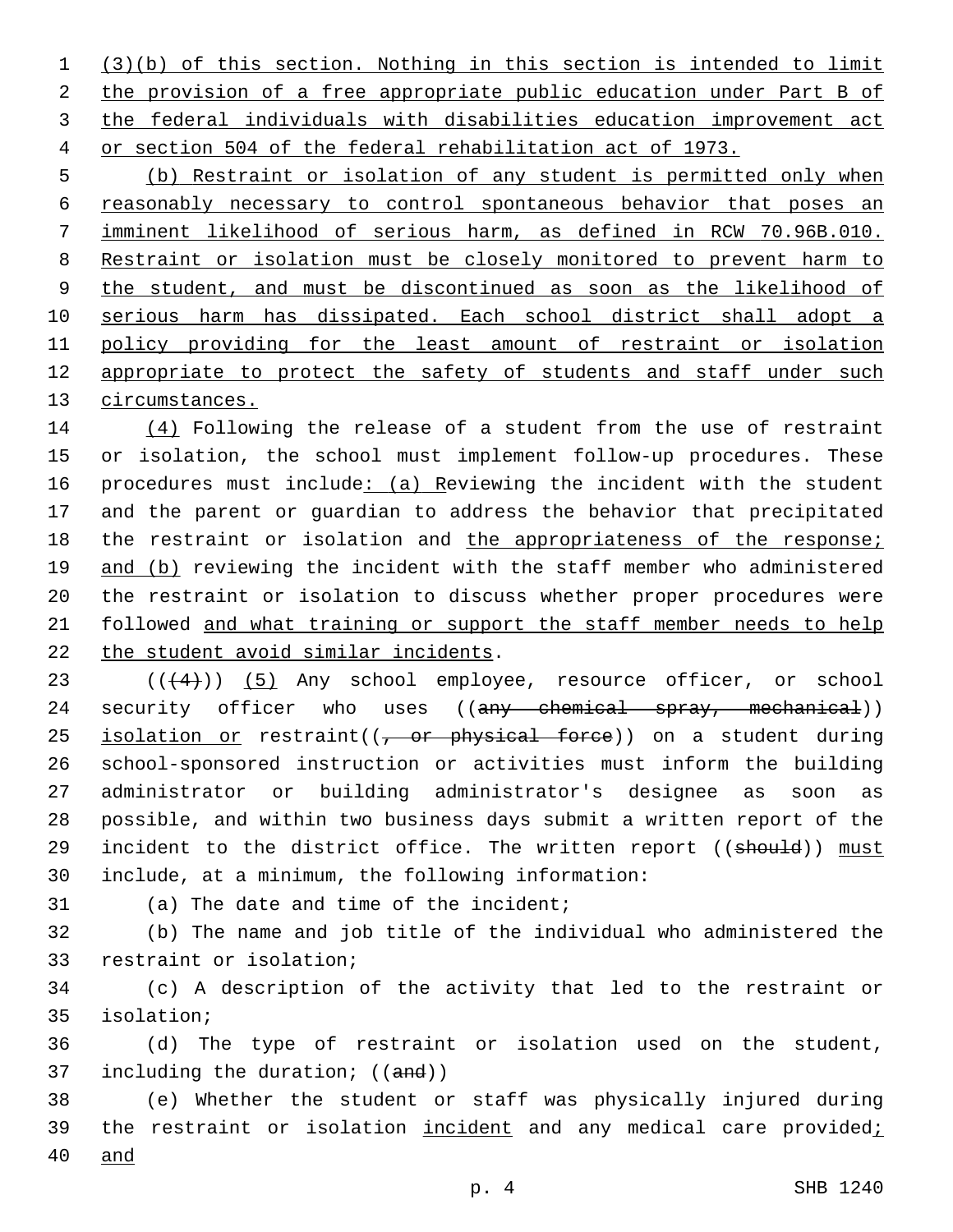(3)(b) of this section. Nothing in this section is intended to limit the provision of a free appropriate public education under Part B of the federal individuals with disabilities education improvement act or section 504 of the federal rehabilitation act of 1973.

(b) Restraint or isolation of any student is permitted only when reasonably necessary to control spontaneous behavior that poses an imminent likelihood of serious harm, as defined in RCW 70.96B.010. Restraint or isolation must be closely monitored to prevent harm to the student, and must be discontinued as soon as the likelihood of serious harm has dissipated. Each school district shall adopt a policy providing for the least amount of restraint or isolation appropriate to protect the safety of students and staff under such circumstances.

(4) Following the release of a student from the use of restraint or isolation, the school must implement follow-up procedures. These procedures must include: (a) Reviewing the incident with the student and the parent or guardian to address the behavior that precipitated the restraint or isolation and the appropriateness of the response; and (b) reviewing the incident with the staff member who administered the restraint or isolation to discuss whether proper procedures were followed and what training or support the staff member needs to help the student avoid similar incidents.

(((4))) (5) Any school employee, resource officer, or school security officer who uses ((any chemical spray, mechanical)) isolation or restraint((, or physical force)) on a student during school-sponsored instruction or activities must inform the building administrator or building administrator's designee as soon as possible, and within two business days submit a written report of the incident to the district office. The written report ((should)) must include, at a minimum, the following information:

(a) The date and time of the incident;

(b) The name and job title of the individual who administered the restraint or isolation;

(c) A description of the activity that led to the restraint or isolation;

(d) The type of restraint or isolation used on the student, including the duration; ((and))

(e) Whether the student or staff was physically injured during the restraint or isolation incident and any medical care provided; and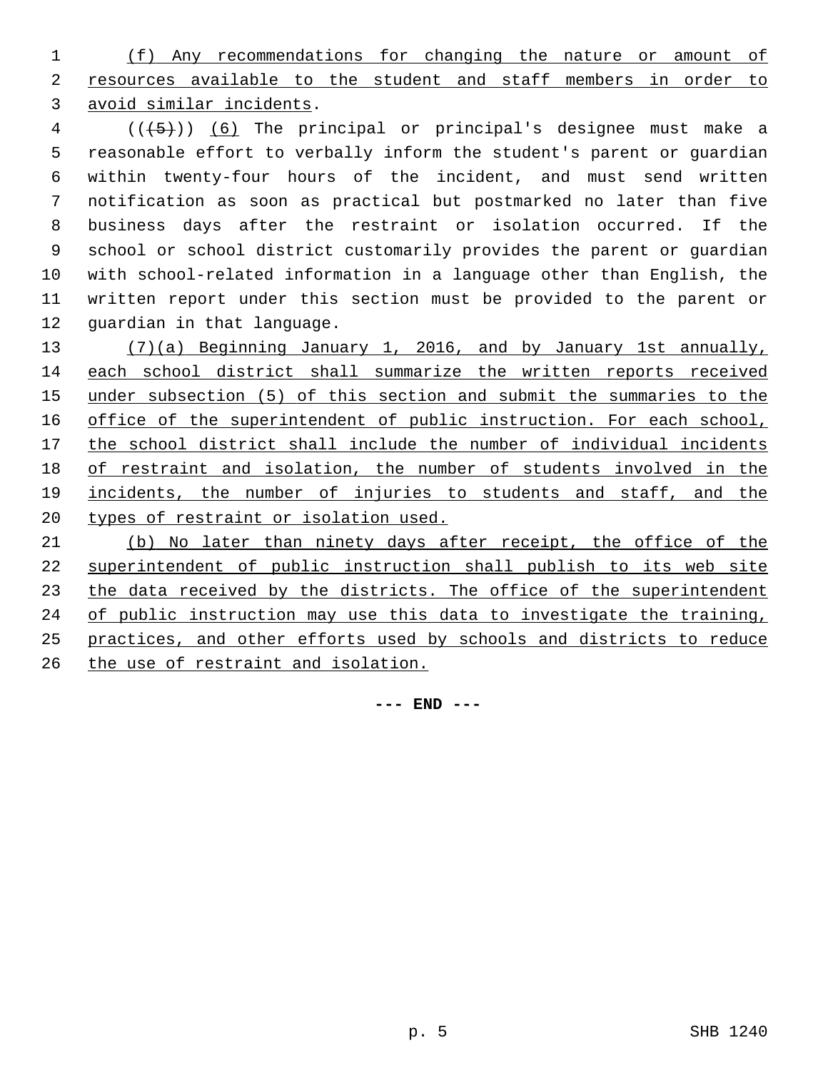(f) Any recommendations for changing the nature or amount of resources available to the student and staff members in order to avoid similar incidents.

(((5))) (6) The principal or principal's designee must make a reasonable effort to verbally inform the student's parent or guardian within twenty-four hours of the incident, and must send written notification as soon as practical but postmarked no later than five business days after the restraint or isolation occurred. If the school or school district customarily provides the parent or guardian with school-related information in a language other than English, the written report under this section must be provided to the parent or guardian in that language.

(7)(a) Beginning January 1, 2016, and by January 1st annually, each school district shall summarize the written reports received under subsection (5) of this section and submit the summaries to the office of the superintendent of public instruction. For each school, the school district shall include the number of individual incidents of restraint and isolation, the number of students involved in the incidents, the number of injuries to students and staff, and the types of restraint or isolation used.

(b) No later than ninety days after receipt, the office of the superintendent of public instruction shall publish to its web site the data received by the districts. The office of the superintendent of public instruction may use this data to investigate the training, practices, and other efforts used by schools and districts to reduce the use of restraint and isolation.

**--- END ---**